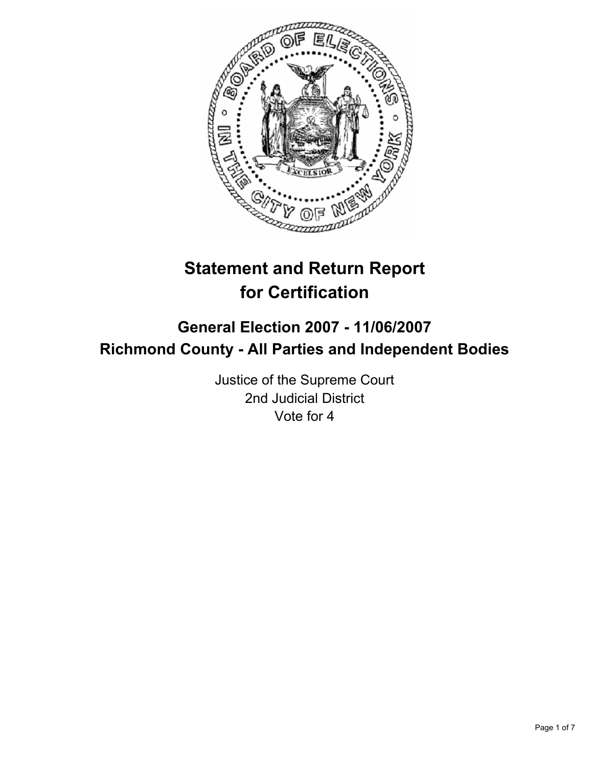# Statement and Return Report for Certification

## General Election 2007 - 11/06/2007
## Richmond County - All Parties and Independent Bodies

Justice of the Supreme Court
2nd Judicial District
Vote for 4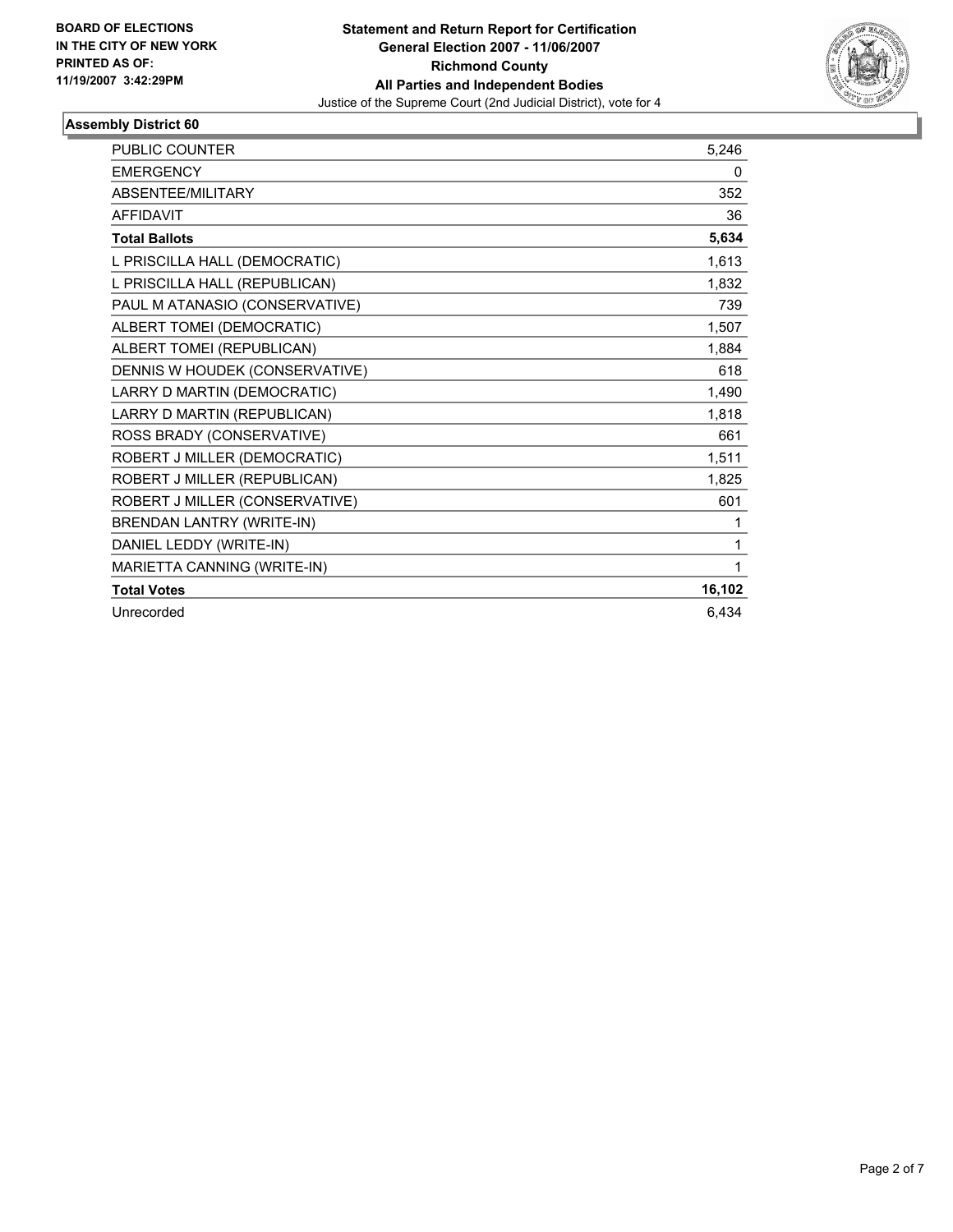**BOARD OF ELECTIONS IN THE CITY OF NEW YORK PRINTED AS OF: 11/19/2007 3:42:29PM**

# Statement and Return Report for Certification
## General Election 2007 - 11/06/2007
## Richmond County
## All Parties and Independent Bodies
Justice of the Supreme Court (2nd Judicial District), vote for 4

### Assembly District 60

| | |
|---|---|
| PUBLIC COUNTER | 5,246 |
| EMERGENCY | 0 |
| ABSENTEE/MILITARY | 352 |
| AFFIDAVIT | 36 |
| **Total Ballots** | **5,634** |
| L PRISCILLA HALL (DEMOCRATIC) | 1,613 |
| L PRISCILLA HALL (REPUBLICAN) | 1,832 |
| PAUL M ATANASIO (CONSERVATIVE) | 739 |
| ALBERT TOMEI (DEMOCRATIC) | 1,507 |
| ALBERT TOMEI (REPUBLICAN) | 1,884 |
| DENNIS W HOUDEK (CONSERVATIVE) | 618 |
| LARRY D MARTIN (DEMOCRATIC) | 1,490 |
| LARRY D MARTIN (REPUBLICAN) | 1,818 |
| ROSS BRADY (CONSERVATIVE) | 661 |
| ROBERT J MILLER (DEMOCRATIC) | 1,511 |
| ROBERT J MILLER (REPUBLICAN) | 1,825 |
| ROBERT J MILLER (CONSERVATIVE) | 601 |
| BRENDAN LANTRY (WRITE-IN) | 1 |
| DANIEL LEDDY (WRITE-IN) | 1 |
| MARIETTA CANNING (WRITE-IN) | 1 |
| **Total Votes** | **16,102** |
| Unrecorded | 6,434 |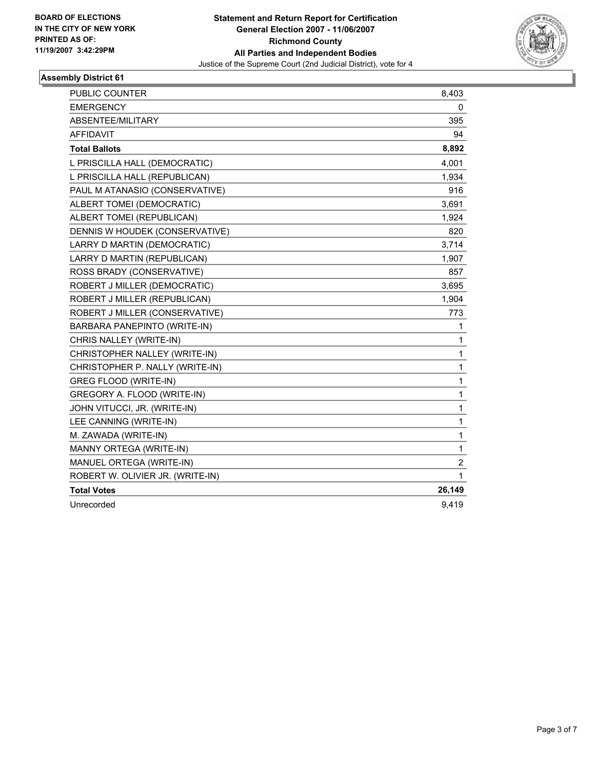**BOARD OF ELECTIONS IN THE CITY OF NEW YORK PRINTED AS OF: 11/19/2007 3:42:29PM**

**Statement and Return Report for Certification**
**General Election 2007 - 11/06/2007**
**Richmond County**
**All Parties and Independent Bodies**
Justice of the Supreme Court (2nd Judicial District), vote for 4

### Assembly District 61

| | |
|---|---|
| PUBLIC COUNTER | 8,403 |
| EMERGENCY | 0 |
| ABSENTEE/MILITARY | 395 |
| AFFIDAVIT | 94 |
| **Total Ballots** | **8,892** |
| L PRISCILLA HALL (DEMOCRATIC) | 4,001 |
| L PRISCILLA HALL (REPUBLICAN) | 1,934 |
| PAUL M ATANASIO (CONSERVATIVE) | 916 |
| ALBERT TOMEI (DEMOCRATIC) | 3,691 |
| ALBERT TOMEI (REPUBLICAN) | 1,924 |
| DENNIS W HOUDEK (CONSERVATIVE) | 820 |
| LARRY D MARTIN (DEMOCRATIC) | 3,714 |
| LARRY D MARTIN (REPUBLICAN) | 1,907 |
| ROSS BRADY (CONSERVATIVE) | 857 |
| ROBERT J MILLER (DEMOCRATIC) | 3,695 |
| ROBERT J MILLER (REPUBLICAN) | 1,904 |
| ROBERT J MILLER (CONSERVATIVE) | 773 |
| BARBARA PANEPINTO (WRITE-IN) | 1 |
| CHRIS NALLEY (WRITE-IN) | 1 |
| CHRISTOPHER NALLEY (WRITE-IN) | 1 |
| CHRISTOPHER P. NALLY (WRITE-IN) | 1 |
| GREG FLOOD (WRITE-IN) | 1 |
| GREGORY A. FLOOD (WRITE-IN) | 1 |
| JOHN VITUCCI, JR. (WRITE-IN) | 1 |
| LEE CANNING (WRITE-IN) | 1 |
| M. ZAWADA (WRITE-IN) | 1 |
| MANNY ORTEGA (WRITE-IN) | 1 |
| MANUEL ORTEGA (WRITE-IN) | 2 |
| ROBERT W. OLIVIER JR. (WRITE-IN) | 1 |
| **Total Votes** | **26,149** |
| Unrecorded | 9,419 |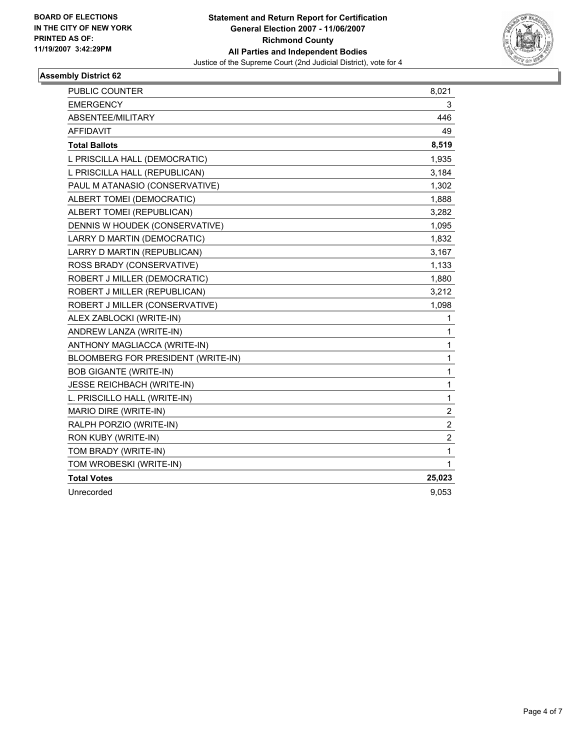**BOARD OF ELECTIONS IN THE CITY OF NEW YORK PRINTED AS OF: 11/19/2007 3:42:29PM**

**Statement and Return Report for Certification General Election 2007 - 11/06/2007 Richmond County All Parties and Independent Bodies**
Justice of the Supreme Court (2nd Judicial District), vote for 4

### Assembly District 62

| | |
|---|---|
| PUBLIC COUNTER | 8,021 |
| EMERGENCY | 3 |
| ABSENTEE/MILITARY | 446 |
| AFFIDAVIT | 49 |
| **Total Ballots** | **8,519** |
| L PRISCILLA HALL (DEMOCRATIC) | 1,935 |
| L PRISCILLA HALL (REPUBLICAN) | 3,184 |
| PAUL M ATANASIO (CONSERVATIVE) | 1,302 |
| ALBERT TOMEI (DEMOCRATIC) | 1,888 |
| ALBERT TOMEI (REPUBLICAN) | 3,282 |
| DENNIS W HOUDEK (CONSERVATIVE) | 1,095 |
| LARRY D MARTIN (DEMOCRATIC) | 1,832 |
| LARRY D MARTIN (REPUBLICAN) | 3,167 |
| ROSS BRADY (CONSERVATIVE) | 1,133 |
| ROBERT J MILLER (DEMOCRATIC) | 1,880 |
| ROBERT J MILLER (REPUBLICAN) | 3,212 |
| ROBERT J MILLER (CONSERVATIVE) | 1,098 |
| ALEX ZABLOCKI (WRITE-IN) | 1 |
| ANDREW LANZA (WRITE-IN) | 1 |
| ANTHONY MAGLIACCA (WRITE-IN) | 1 |
| BLOOMBERG FOR PRESIDENT (WRITE-IN) | 1 |
| BOB GIGANTE (WRITE-IN) | 1 |
| JESSE REICHBACH (WRITE-IN) | 1 |
| L. PRISCILLO HALL (WRITE-IN) | 1 |
| MARIO DIRE (WRITE-IN) | 2 |
| RALPH PORZIO (WRITE-IN) | 2 |
| RON KUBY (WRITE-IN) | 2 |
| TOM BRADY (WRITE-IN) | 1 |
| TOM WROBESKI (WRITE-IN) | 1 |
| **Total Votes** | **25,023** |
| Unrecorded | 9,053 |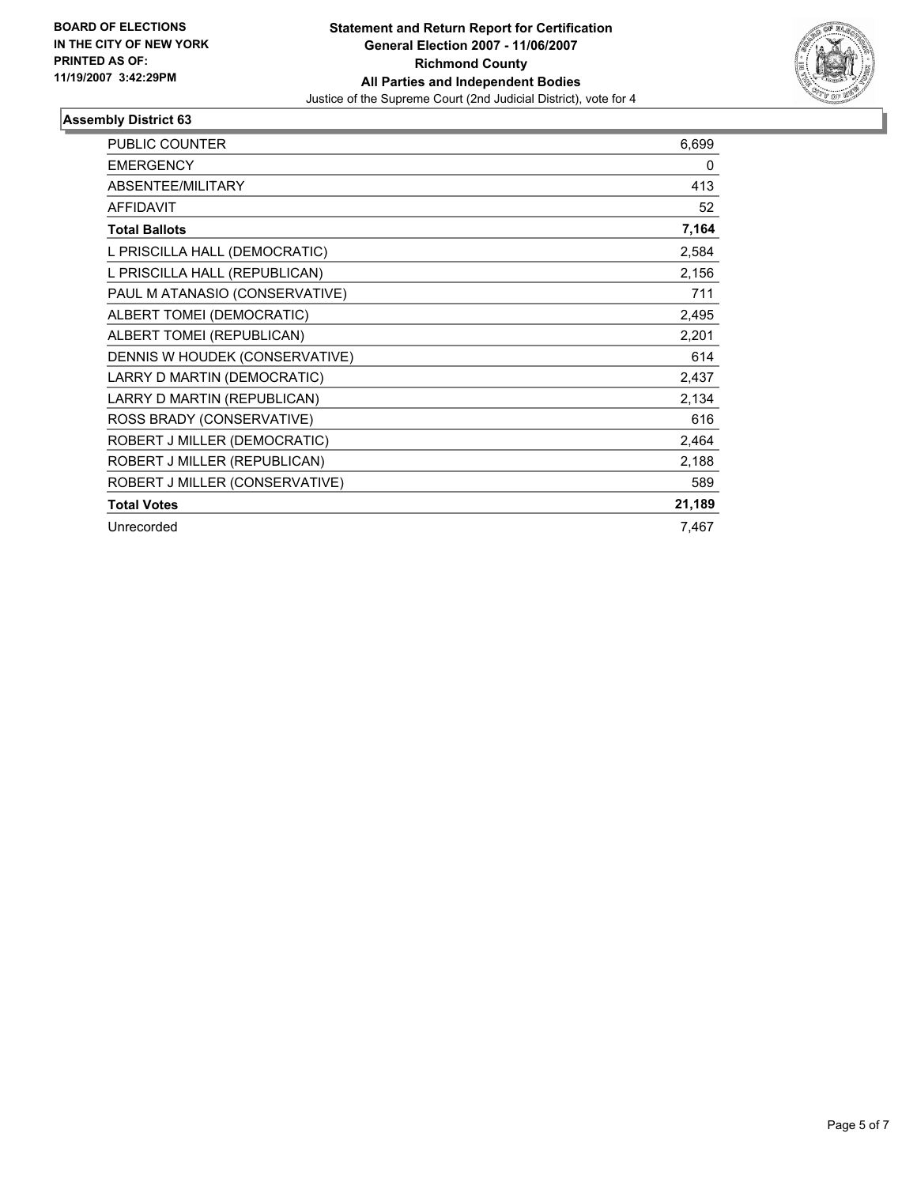**BOARD OF ELECTIONS IN THE CITY OF NEW YORK PRINTED AS OF: 11/19/2007 3:42:29PM**

**Statement and Return Report for Certification**
**General Election 2007 - 11/06/2007**
**Richmond County**
**All Parties and Independent Bodies**
Justice of the Supreme Court (2nd Judicial District), vote for 4

## Assembly District 63

| | |
|---|---|
| PUBLIC COUNTER | 6,699 |
| EMERGENCY | 0 |
| ABSENTEE/MILITARY | 413 |
| AFFIDAVIT | 52 |
| **Total Ballots** | **7,164** |
| L PRISCILLA HALL (DEMOCRATIC) | 2,584 |
| L PRISCILLA HALL (REPUBLICAN) | 2,156 |
| PAUL M ATANASIO (CONSERVATIVE) | 711 |
| ALBERT TOMEI (DEMOCRATIC) | 2,495 |
| ALBERT TOMEI (REPUBLICAN) | 2,201 |
| DENNIS W HOUDEK (CONSERVATIVE) | 614 |
| LARRY D MARTIN (DEMOCRATIC) | 2,437 |
| LARRY D MARTIN (REPUBLICAN) | 2,134 |
| ROSS BRADY (CONSERVATIVE) | 616 |
| ROBERT J MILLER (DEMOCRATIC) | 2,464 |
| ROBERT J MILLER (REPUBLICAN) | 2,188 |
| ROBERT J MILLER (CONSERVATIVE) | 589 |
| **Total Votes** | **21,189** |
| Unrecorded | 7,467 |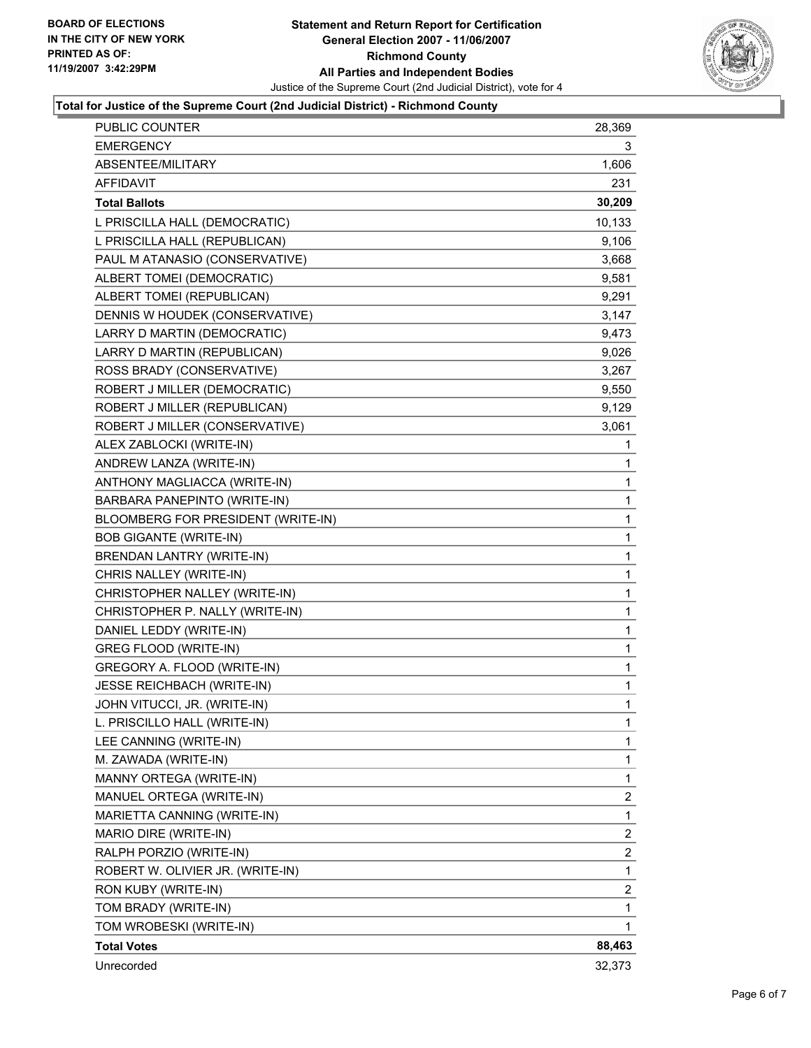**BOARD OF ELECTIONS IN THE CITY OF NEW YORK PRINTED AS OF: 11/19/2007 3:42:29PM**

# Statement and Return Report for Certification General Election 2007 - 11/06/2007 Richmond County All Parties and Independent Bodies

Justice of the Supreme Court (2nd Judicial District), vote for 4

## Total for Justice of the Supreme Court (2nd Judicial District) - Richmond County

| | |
|---|---|
| PUBLIC COUNTER | 28,369 |
| EMERGENCY | 3 |
| ABSENTEE/MILITARY | 1,606 |
| AFFIDAVIT | 231 |
| **Total Ballots** | **30,209** |
| L PRISCILLA HALL (DEMOCRATIC) | 10,133 |
| L PRISCILLA HALL (REPUBLICAN) | 9,106 |
| PAUL M ATANASIO (CONSERVATIVE) | 3,668 |
| ALBERT TOMEI (DEMOCRATIC) | 9,581 |
| ALBERT TOMEI (REPUBLICAN) | 9,291 |
| DENNIS W HOUDEK (CONSERVATIVE) | 3,147 |
| LARRY D MARTIN (DEMOCRATIC) | 9,473 |
| LARRY D MARTIN (REPUBLICAN) | 9,026 |
| ROSS BRADY (CONSERVATIVE) | 3,267 |
| ROBERT J MILLER (DEMOCRATIC) | 9,550 |
| ROBERT J MILLER (REPUBLICAN) | 9,129 |
| ROBERT J MILLER (CONSERVATIVE) | 3,061 |
| ALEX ZABLOCKI (WRITE-IN) | 1 |
| ANDREW LANZA (WRITE-IN) | 1 |
| ANTHONY MAGLIACCA (WRITE-IN) | 1 |
| BARBARA PANEPINTO (WRITE-IN) | 1 |
| BLOOMBERG FOR PRESIDENT (WRITE-IN) | 1 |
| BOB GIGANTE (WRITE-IN) | 1 |
| BRENDAN LANTRY (WRITE-IN) | 1 |
| CHRIS NALLEY (WRITE-IN) | 1 |
| CHRISTOPHER NALLEY (WRITE-IN) | 1 |
| CHRISTOPHER P. NALLY (WRITE-IN) | 1 |
| DANIEL LEDDY (WRITE-IN) | 1 |
| GREG FLOOD (WRITE-IN) | 1 |
| GREGORY A. FLOOD (WRITE-IN) | 1 |
| JESSE REICHBACH (WRITE-IN) | 1 |
| JOHN VITUCCI, JR. (WRITE-IN) | 1 |
| L. PRISCILLO HALL (WRITE-IN) | 1 |
| LEE CANNING (WRITE-IN) | 1 |
| M. ZAWADA (WRITE-IN) | 1 |
| MANNY ORTEGA (WRITE-IN) | 1 |
| MANUEL ORTEGA (WRITE-IN) | 2 |
| MARIETTA CANNING (WRITE-IN) | 1 |
| MARIO DIRE (WRITE-IN) | 2 |
| RALPH PORZIO (WRITE-IN) | 2 |
| ROBERT W. OLIVIER JR. (WRITE-IN) | 1 |
| RON KUBY (WRITE-IN) | 2 |
| TOM BRADY (WRITE-IN) | 1 |
| TOM WROBESKI (WRITE-IN) | 1 |
| **Total Votes** | **88,463** |
| Unrecorded | 32,373 |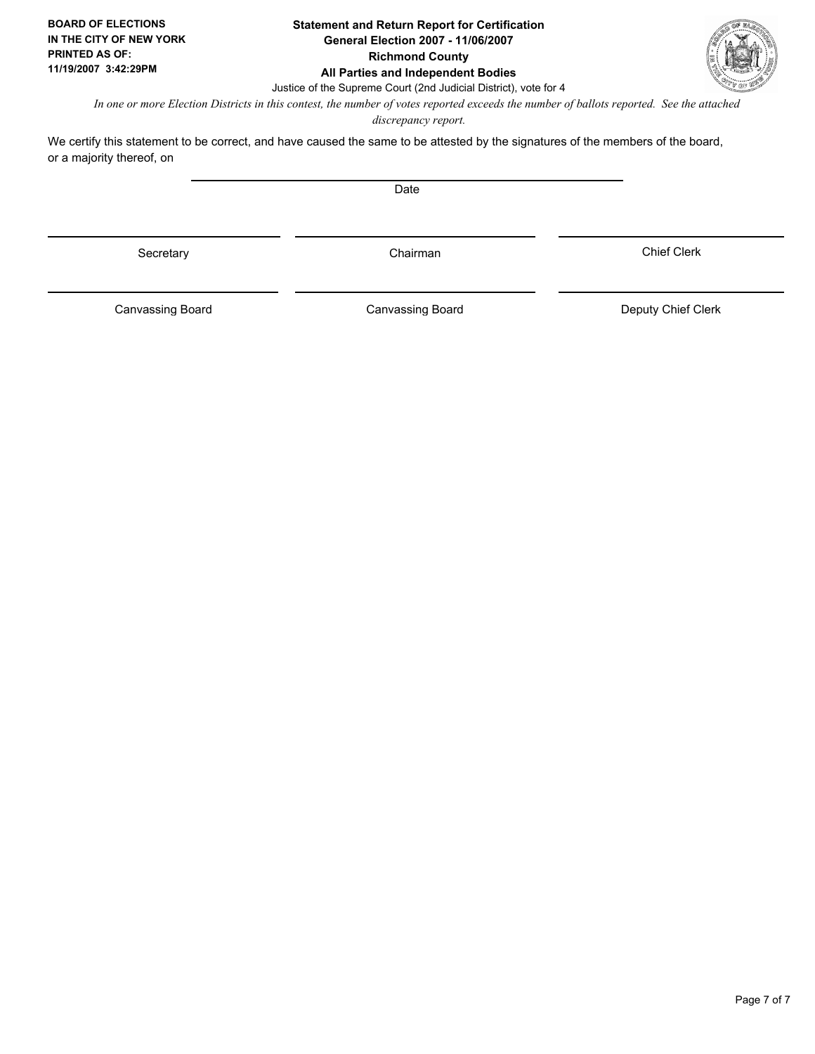**BOARD OF ELECTIONS IN THE CITY OF NEW YORK**
**PRINTED AS OF:**
**11/19/2007 3:42:29PM**

**Statement and Return Report for Certification**
**General Election 2007 - 11/06/2007**
**Richmond County**
**All Parties and Independent Bodies**

Justice of the Supreme Court (2nd Judicial District), vote for 4

*In one or more Election Districts in this contest, the number of votes reported exceeds the number of ballots reported. See the attached discrepancy report.*

We certify this statement to be correct, and have caused the same to be attested by the signatures of the members of the board, or a majority thereof, on

Date

| | | |
|---|---|---|
| Secretary | Chairman | Chief Clerk |
| Canvassing Board | Canvassing Board | Deputy Chief Clerk |